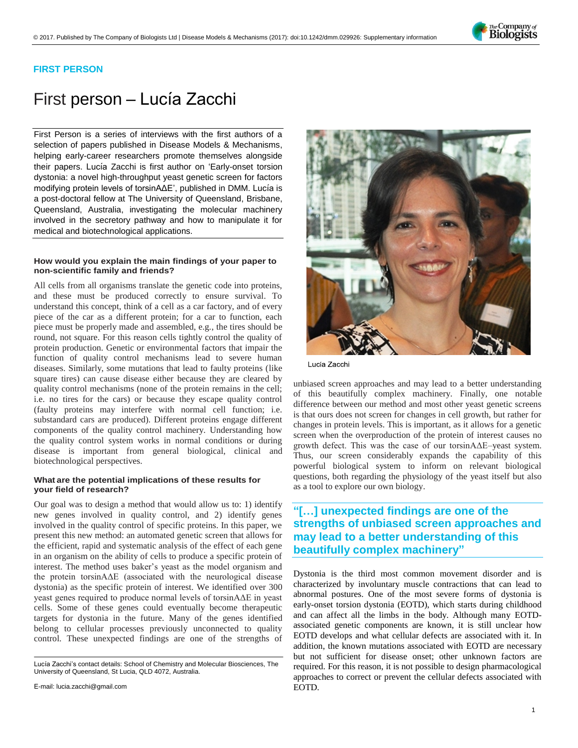**FIRST PERSON**

# First person – Lucía Zacchi

First Person is a series of interviews with the first authors of a selection of papers published in Disease Models & Mechanisms, helping early-career researchers promote themselves alongside their papers. Lucía Zacchi is first author on 'Early-onset torsion dystonia: a novel high-throughput yeast genetic screen for factors modifying protein levels of torsinAΔE', published in DMM. Lucía is a post-doctoral fellow at The University of Queensland, Brisbane, Queensland, Australia, investigating the molecular machinery involved in the secretory pathway and how to manipulate it for medical and biotechnological applications.

Lucía Zacchi

### How would you explain the main findings of your paper to non-scientific family and friends?

All cells from all organisms translate the genetic code into proteins, and these must be produced correctly to ensure survival. To understand this concept, think of a cell as a car factory, and of every piece of the car as a different protein; for a car to function, each piece must be properly made and assembled, e.g., the tires should be round, not square. For this reason cells tightly control the quality of protein production. Genetic or environmental factors that impair the function of quality control mechanisms lead to severe human diseases. Similarly, some mutations that lead to faulty proteins (like square tires) can cause disease either because they are cleared by quality control mechanisms (none of the protein remains in the cell; i.e. no tires for the cars) or because they escape quality control (faulty proteins may interfere with normal cell function; i.e. substandard cars are produced). Different proteins engage different components of the quality control machinery. Understanding how the quality control system works in normal conditions or during disease is important from general biological, clinical and biotechnological perspectives.

### What are the potential implications of these results for your field of research?

Our goal was to design a method that would allow us to: 1) identify new genes involved in quality control, and 2) identify genes involved in the quality control of specific proteins. In this paper, we present this new method: an automated genetic screen that allows for the efficient, rapid and systematic analysis of the effect of each gene in an organism on the ability of cells to produce a specific protein of interest. The method uses baker's yeast as the model organism and the protein torsinAΔE (associated with the neurological disease dystonia) as the specific protein of interest. We identified over 300 yeast genes required to produce normal levels of torsinAΔE in yeast cells. Some of these genes could eventually become therapeutic targets for dystonia in the future. Many of the genes identified belong to cellular processes previously unconnected to quality control. These unexpected findings are one of the strengths of unbiased screen approaches and may lead to a better understanding of this beautifully complex machinery. Finally, one notable difference between our method and most other yeast genetic screens is that ours does not screen for changes in cell growth, but rather for changes in protein levels. This is important, as it allows for a genetic screen when the overproduction of the protein of interest causes no growth defect. This was the case of our torsinAΔE–yeast system. Thus, our screen considerably expands the capability of this powerful biological system to inform on relevant biological questions, both regarding the physiology of the yeast itself but also as a tool to explore our own biology.

> **"[…] unexpected findings are one of the strengths of unbiased screen approaches and may lead to a better understanding of this beautifully complex machinery"**

Dystonia is the third most common movement disorder and is characterized by involuntary muscle contractions that can lead to abnormal postures. One of the most severe forms of dystonia is early-onset torsion dystonia (EOTD), which starts during childhood and can affect all the limbs in the body. Although many EOTD-associated genetic components are known, it is still unclear how EOTD develops and what cellular defects are associated with it. In addition, the known mutations associated with EOTD are necessary but not sufficient for disease onset; other unknown factors are required. For this reason, it is not possible to design pharmacological approaches to correct or prevent the cellular defects associated with EOTD.

---

Lucía Zacchi's contact details: School of Chemistry and Molecular Biosciences, The University of Queensland, St Lucia, QLD 4072, Australia.

E-mail: lucia.zacchi@gmail.com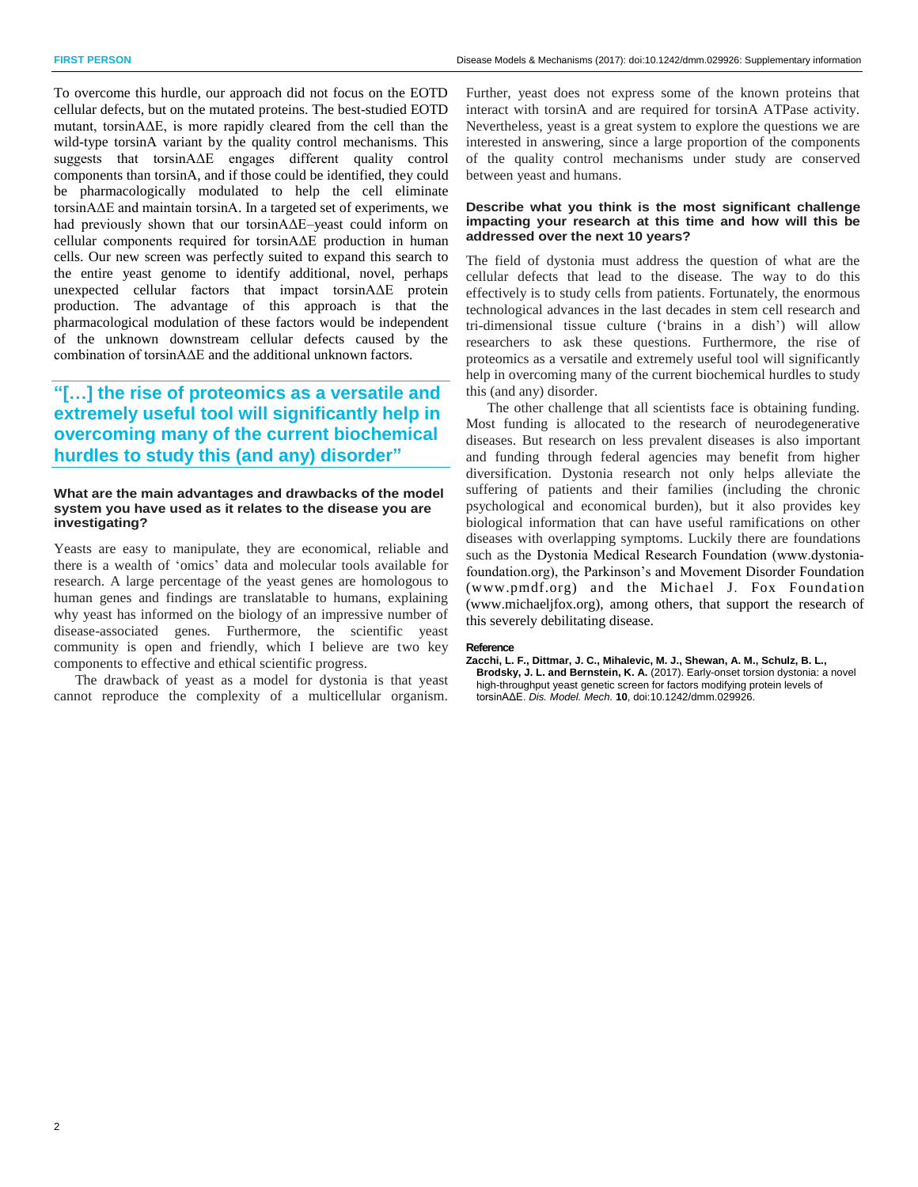To overcome this hurdle, our approach did not focus on the EOTD cellular defects, but on the mutated proteins. The best-studied EOTD mutant, torsinAΔE, is more rapidly cleared from the cell than the wild-type torsinA variant by the quality control mechanisms. This suggests that torsinAΔE engages different quality control components than torsinA, and if those could be identified, they could be pharmacologically modulated to help the cell eliminate torsinAΔE and maintain torsinA. In a targeted set of experiments, we had previously shown that our torsinAΔE–yeast could inform on cellular components required for torsinAΔE production in human cells. Our new screen was perfectly suited to expand this search to the entire yeast genome to identify additional, novel, perhaps unexpected cellular factors that impact torsinAΔE protein production. The advantage of this approach is that the pharmacological modulation of these factors would be independent of the unknown downstream cellular defects caused by the combination of torsinAΔE and the additional unknown factors.

> "[…] the rise of proteomics as a versatile and extremely useful tool will significantly help in overcoming many of the current biochemical hurdles to study this (and any) disorder"

#### What are the main advantages and drawbacks of the model system you have used as it relates to the disease you are investigating?

Yeasts are easy to manipulate, they are economical, reliable and there is a wealth of 'omics' data and molecular tools available for research. A large percentage of the yeast genes are homologous to human genes and findings are translatable to humans, explaining why yeast has informed on the biology of an impressive number of disease-associated genes. Furthermore, the scientific yeast community is open and friendly, which I believe are two key components to effective and ethical scientific progress.

The drawback of yeast as a model for dystonia is that yeast cannot reproduce the complexity of a multicellular organism. Further, yeast does not express some of the known proteins that interact with torsinA and are required for torsinA ATPase activity. Nevertheless, yeast is a great system to explore the questions we are interested in answering, since a large proportion of the components of the quality control mechanisms under study are conserved between yeast and humans.

#### Describe what you think is the most significant challenge impacting your research at this time and how will this be addressed over the next 10 years?

The field of dystonia must address the question of what are the cellular defects that lead to the disease. The way to do this effectively is to study cells from patients. Fortunately, the enormous technological advances in the last decades in stem cell research and tri-dimensional tissue culture ('brains in a dish') will allow researchers to ask these questions. Furthermore, the rise of proteomics as a versatile and extremely useful tool will significantly help in overcoming many of the current biochemical hurdles to study this (and any) disorder.

The other challenge that all scientists face is obtaining funding. Most funding is allocated to the research of neurodegenerative diseases. But research on less prevalent diseases is also important and funding through federal agencies may benefit from higher diversification. Dystonia research not only helps alleviate the suffering of patients and their families (including the chronic psychological and economical burden), but it also provides key biological information that can have useful ramifications on other diseases with overlapping symptoms. Luckily there are foundations such as the Dystonia Medical Research Foundation (www.dystonia-foundation.org), the Parkinson's and Movement Disorder Foundation (www.pmdf.org) and the Michael J. Fox Foundation (www.michaeljfox.org), among others, that support the research of this severely debilitating disease.

#### Reference

**Zacchi, L. F., Dittmar, J. C., Mihalevic, M. J., Shewan, A. M., Schulz, B. L., Brodsky, J. L. and Bernstein, K. A.** (2017). Early-onset torsion dystonia: a novel high-throughput yeast genetic screen for factors modifying protein levels of torsinAΔE. *Dis. Model. Mech.* **10**, doi:10.1242/dmm.029926.